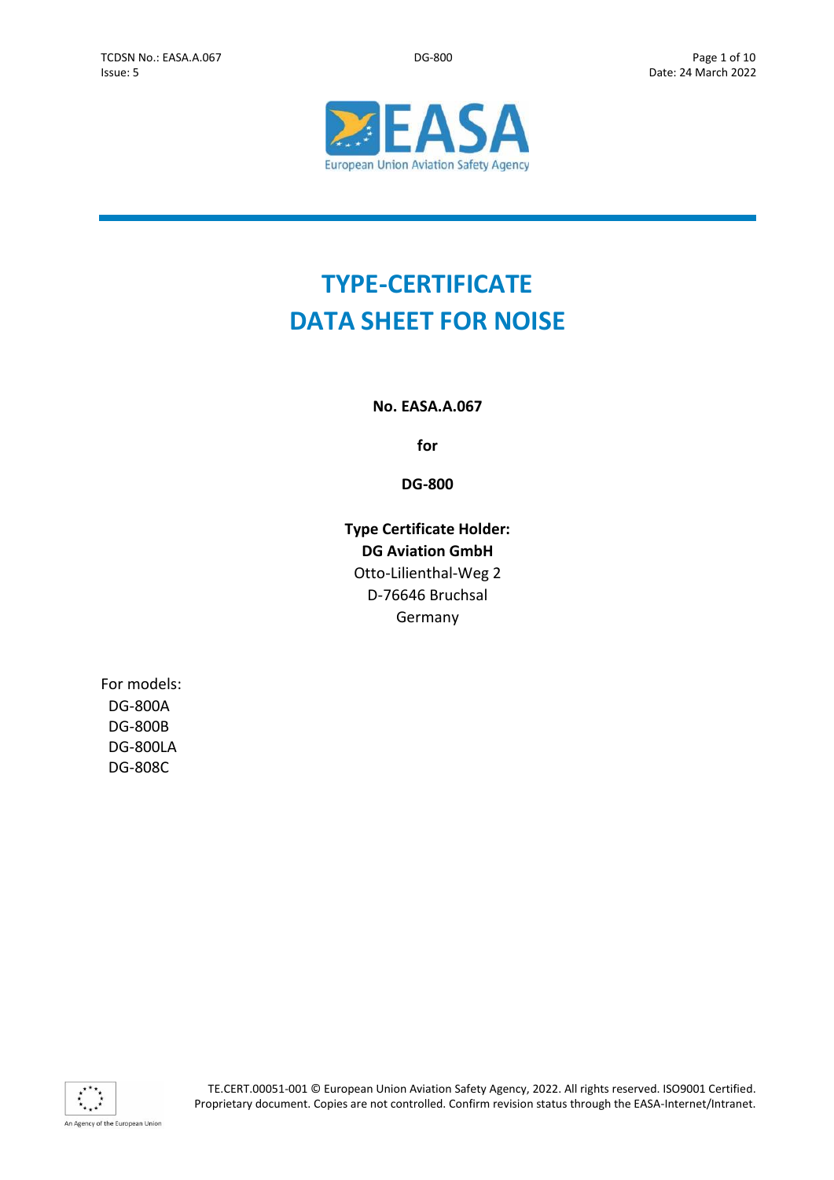# TYPE-CERTIFICATE DATA SHEET FOR NOISE

**No. EASA.A.067**

**for**

**DG-800**

**Type Certificate Holder:**
**DG Aviation GmbH**
Otto-Lilienthal-Weg 2
D-76646 Bruchsal
Germany

For models:
- DG-800A
- DG-800B
- DG-800LA
- DG-808C

TE.CERT.00051-001 © European Union Aviation Safety Agency, 2022. All rights reserved. ISO9001 Certified. Proprietary document. Copies are not controlled. Confirm revision status through the EASA-Internet/Intranet.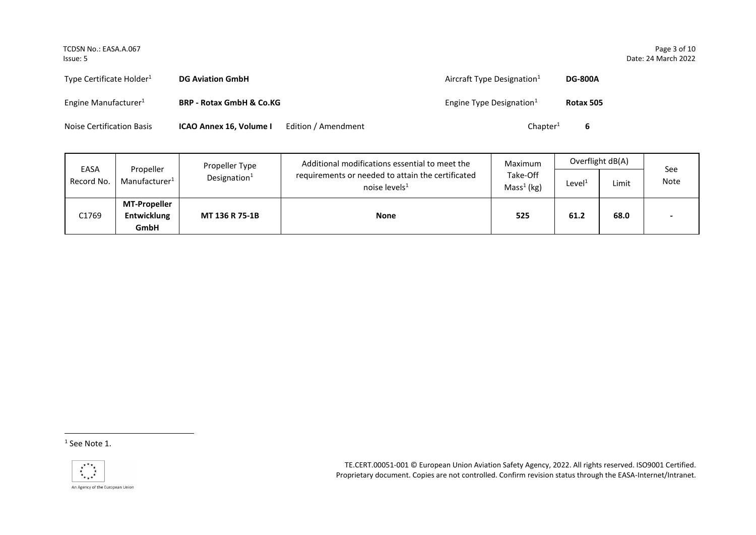| | | | |
|---|---|---|---|
| Type Certificate Holder[1] | **DG Aviation GmbH** | Aircraft Type Designation[1] | **DG-800A** |
| Engine Manufacturer[1] | **BRP - Rotax GmbH & Co.KG** | Engine Type Designation[1] | **Rotax 505** |
| Noise Certification Basis | **ICAO Annex 16, Volume I** Edition / Amendment | Chapter[1] | **6** |

| EASA Record No. | Propeller Manufacturer[1] | Propeller Type Designation[1] | Additional modifications essential to meet the requirements or needed to attain the certificated noise levels[1] | Maximum Take-Off Mass[1] (kg) | Overflight dB(A) | | See Note |
|---|---|---|---|---|---|---|---|
| | | | | | Level[1] | Limit | |
| C1769 | **MT-Propeller Entwicklung GmbH** | **MT 136 R 75-1B** | **None** | **525** | **61.2** | **68.0** | **-** |

[1] See Note 1.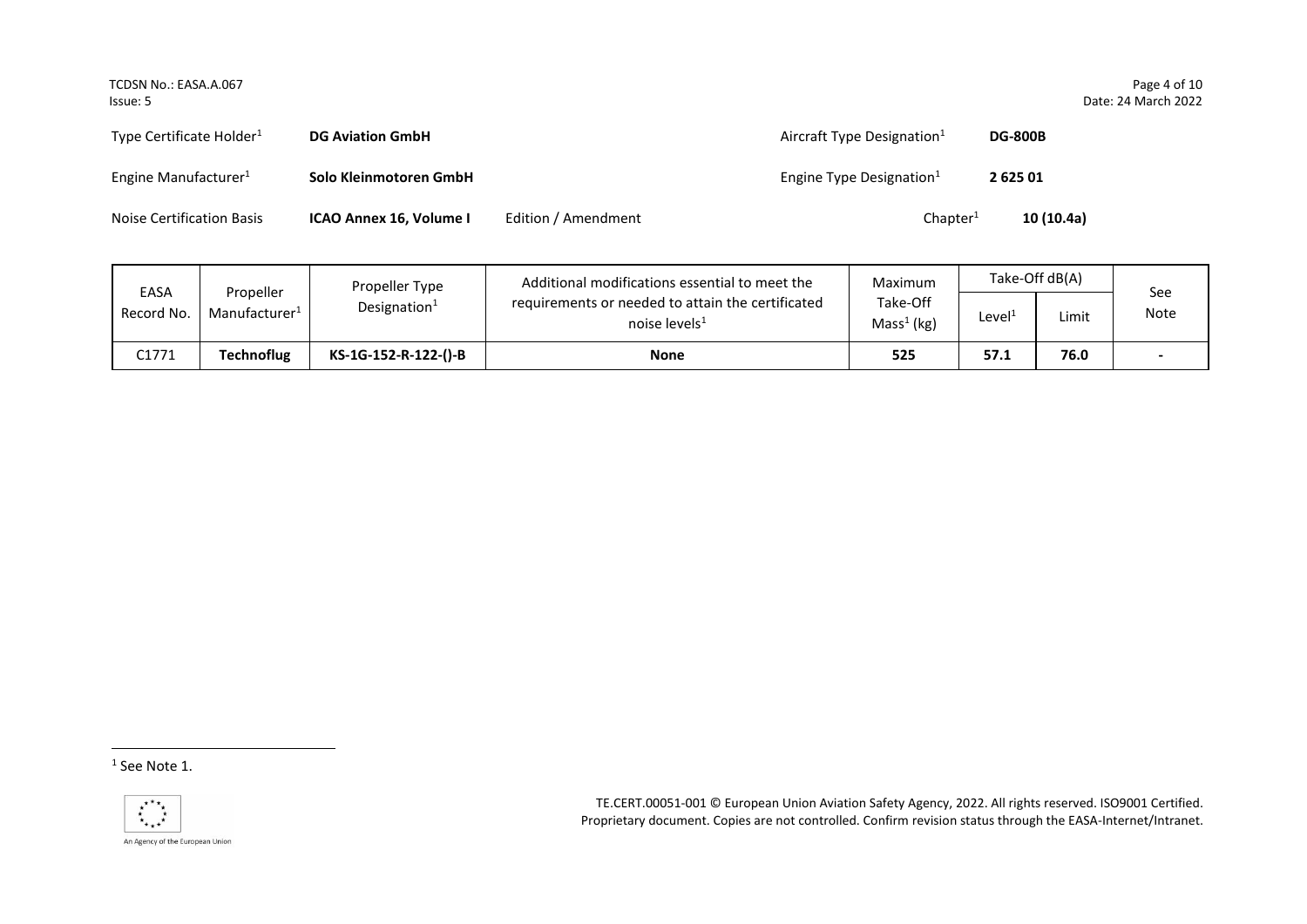| | | | |
|---|---|---|---|
| Type Certificate Holder[1] | **DG Aviation GmbH** | Aircraft Type Designation[1] | **DG-800B** |
| Engine Manufacturer[1] | **Solo Kleinmotoren GmbH** | Engine Type Designation[1] | **2 625 01** |
| Noise Certification Basis | **ICAO Annex 16, Volume I** Edition / Amendment | Chapter[1] | **10 (10.4a)** |

| EASA Record No. | Propeller Manufacturer[1] | Propeller Type Designation[1] | Additional modifications essential to meet the requirements or needed to attain the certificated noise levels[1] | Maximum Take-Off Mass[1] (kg) | Take-Off dB(A) | | See Note |
|---|---|---|---|---|---|---|---|
| | | | | | Level[1] | Limit | |
| C1771 | **Technoflug** | **KS-1G-152-R-122-()-B** | **None** | **525** | **57.1** | **76.0** | **-** |

[1] See Note 1.

TE.CERT.00051-001 © European Union Aviation Safety Agency, 2022. All rights reserved. ISO9001 Certified. Proprietary document. Copies are not controlled. Confirm revision status through the EASA-Internet/Intranet.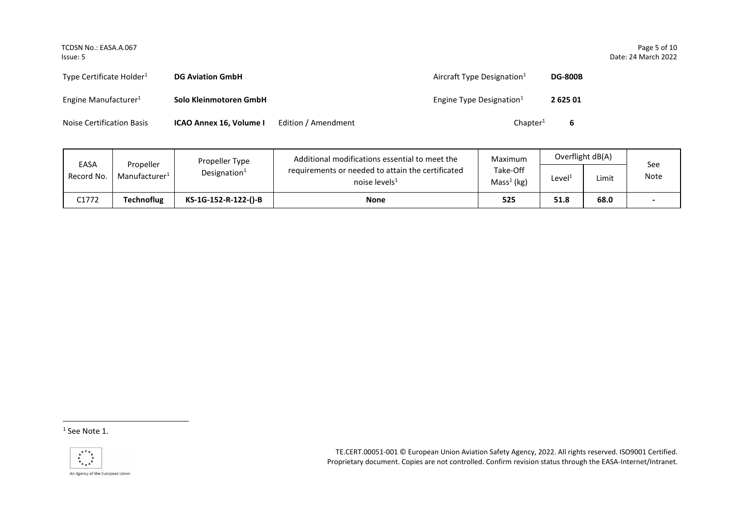| Type Certificate Holder[1] | **DG Aviation GmbH** | | Aircraft Type Designation[1] | **DG-800B** |
|---|---|---|---|---|
| Engine Manufacturer[1] | **Solo Kleinmotoren GmbH** | | Engine Type Designation[1] | **2 625 01** |
| Noise Certification Basis | **ICAO Annex 16, Volume I** | Edition / Amendment | Chapter[1] | **6** |

| EASA Record No. | Propeller Manufacturer[1] | Propeller Type Designation[1] | Additional modifications essential to meet the requirements or needed to attain the certificated noise levels[1] | Maximum Take-Off Mass[1] (kg) | Overflight dB(A) | | See Note |
|---|---|---|---|---|---|---|---|
| | | | | | Level[1] | Limit | |
| C1772 | **Technoflug** | **KS-1G-152-R-122-()-B** | **None** | **525** | **51.8** | **68.0** | **-** |

[1] See Note 1.

TE.CERT.00051-001 © European Union Aviation Safety Agency, 2022. All rights reserved. ISO9001 Certified. Proprietary document. Copies are not controlled. Confirm revision status through the EASA-Internet/Intranet.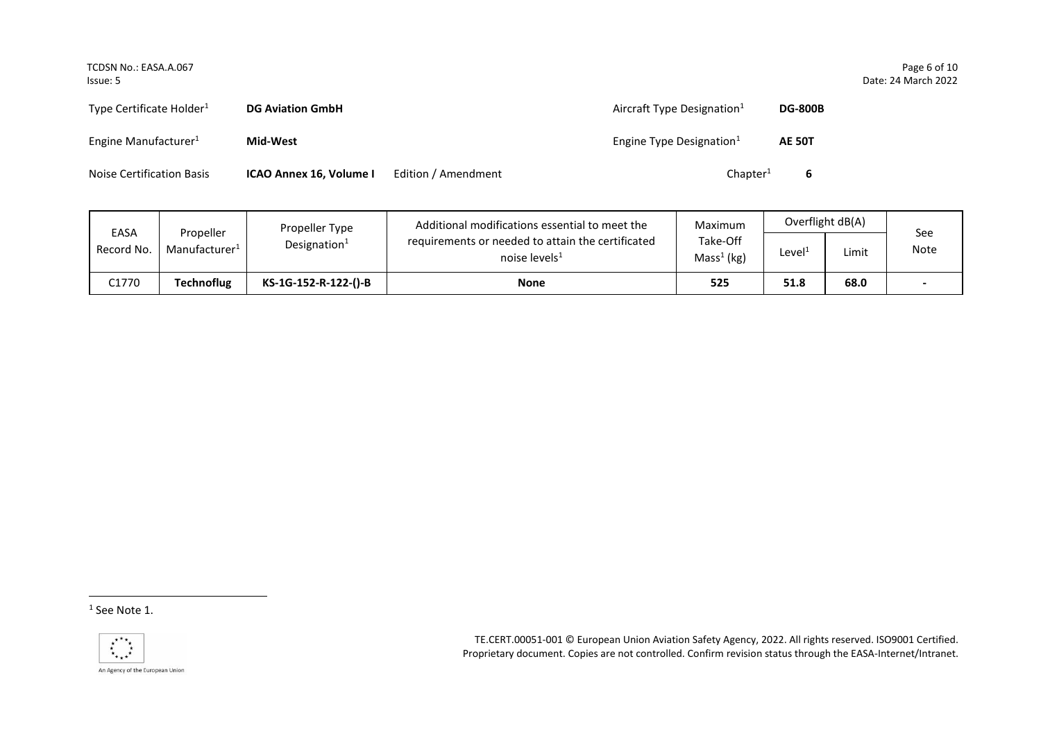| | | | | | | | |
|---|---|---|---|---|---|---|---|
| Type Certificate Holder[1] | **DG Aviation GmbH** | | | Aircraft Type Designation[1] | **DG-800B** | | |
| Engine Manufacturer[1] | **Mid-West** | | | Engine Type Designation[1] | **AE 50T** | | |
| Noise Certification Basis | **ICAO Annex 16, Volume I** | Edition / Amendment | | Chapter[1] | **6** | | |

| EASA Record No. | Propeller Manufacturer[1] | Propeller Type Designation[1] | Additional modifications essential to meet the requirements or needed to attain the certificated noise levels[1] | Maximum Take-Off Mass[1] (kg) | Overflight dB(A) | | See Note |
|---|---|---|---|---|---|---|---|
| | | | | | Level[1] | Limit | |
| C1770 | **Technoflug** | **KS-1G-152-R-122-()-B** | **None** | **525** | **51.8** | **68.0** | **-** |

[1] See Note 1.

TE.CERT.00051-001 © European Union Aviation Safety Agency, 2022. All rights reserved. ISO9001 Certified. Proprietary document. Copies are not controlled. Confirm revision status through the EASA-Internet/Intranet.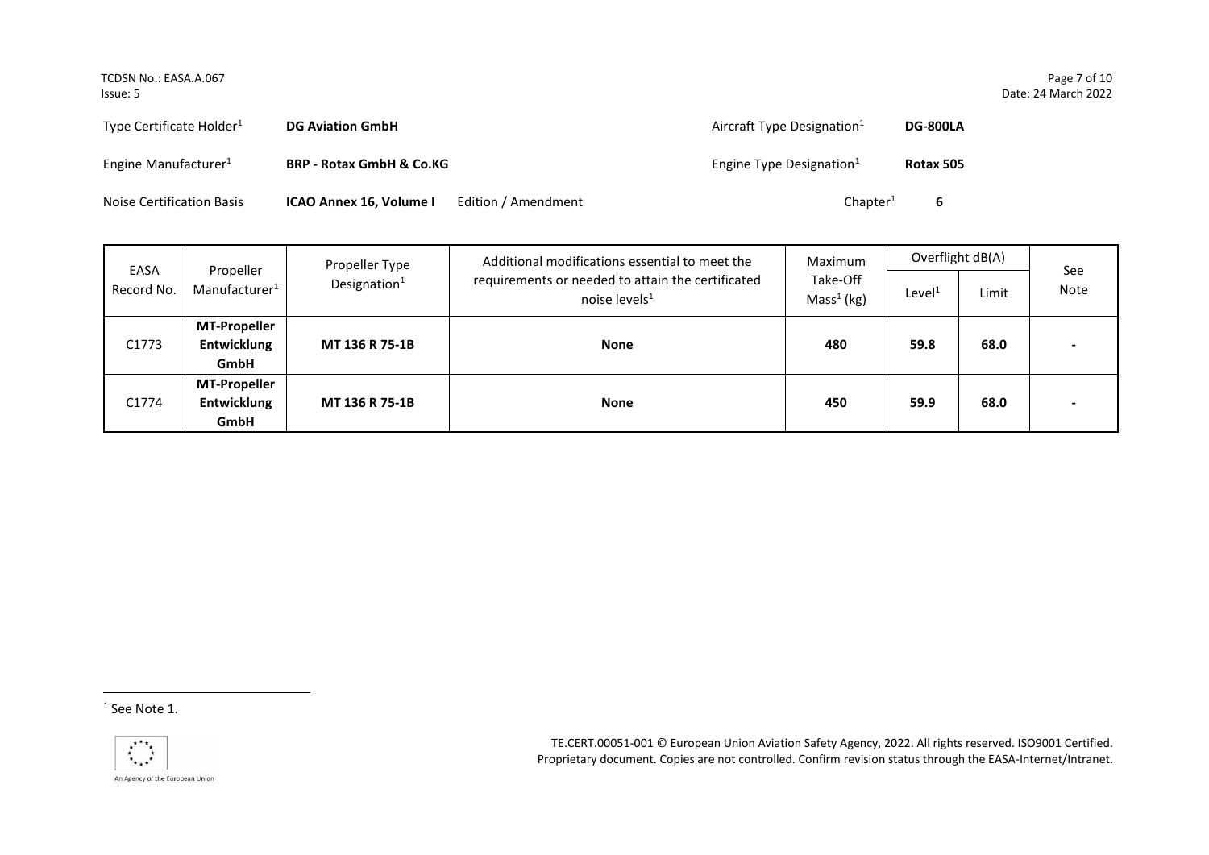| | | | |
|---|---|---|---|
| Type Certificate Holder[1] | **DG Aviation GmbH** | Aircraft Type Designation[1] | **DG-800LA** |
| Engine Manufacturer[1] | **BRP - Rotax GmbH & Co.KG** | Engine Type Designation[1] | **Rotax 505** |
| Noise Certification Basis | **ICAO Annex 16, Volume I** Edition / Amendment | Chapter[1] | **6** |

| EASA Record No. | Propeller Manufacturer[1] | Propeller Type Designation[1] | Additional modifications essential to meet the requirements or needed to attain the certificated noise levels[1] | Maximum Take-Off Mass[1] (kg) | Overflight dB(A) | | See Note |
|---|---|---|---|---|---|---|---|
| | | | | | Level[1] | Limit | |
| C1773 | **MT-Propeller Entwicklung GmbH** | **MT 136 R 75-1B** | **None** | **480** | **59.8** | **68.0** | **-** |
| C1774 | **MT-Propeller Entwicklung GmbH** | **MT 136 R 75-1B** | **None** | **450** | **59.9** | **68.0** | **-** |

[1] See Note 1.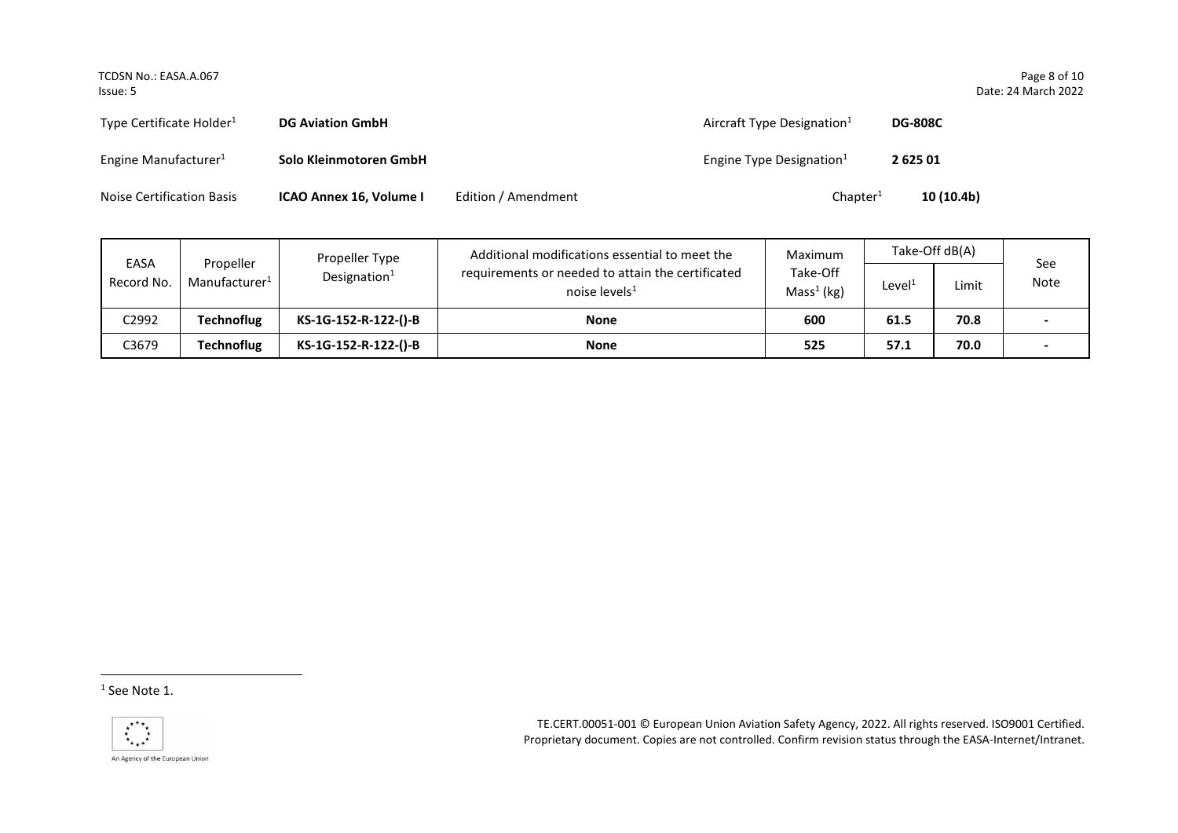| | | | | | |
|---|---|---|---|---|---|
| Type Certificate Holder[1] | **DG Aviation GmbH** | | Aircraft Type Designation[1] | **DG-808C** | |
| Engine Manufacturer[1] | **Solo Kleinmotoren GmbH** | | Engine Type Designation[1] | **2 625 01** | |
| Noise Certification Basis | **ICAO Annex 16, Volume I** | Edition / Amendment | Chapter[1] | **10 (10.4b)** | |

| EASA Record No. | Propeller Manufacturer[1] | Propeller Type Designation[1] | Additional modifications essential to meet the requirements or needed to attain the certificated noise levels[1] | Maximum Take-Off Mass[1] (kg) | Take-Off dB(A) | | See Note |
|---|---|---|---|---|---|---|---|
| | | | | | Level[1] | Limit | |
| C2992 | **Technoflug** | **KS-1G-152-R-122-()-B** | **None** | **600** | **61.5** | **70.8** | **-** |
| C3679 | **Technoflug** | **KS-1G-152-R-122-()-B** | **None** | **525** | **57.1** | **70.0** | **-** |

[1] See Note 1.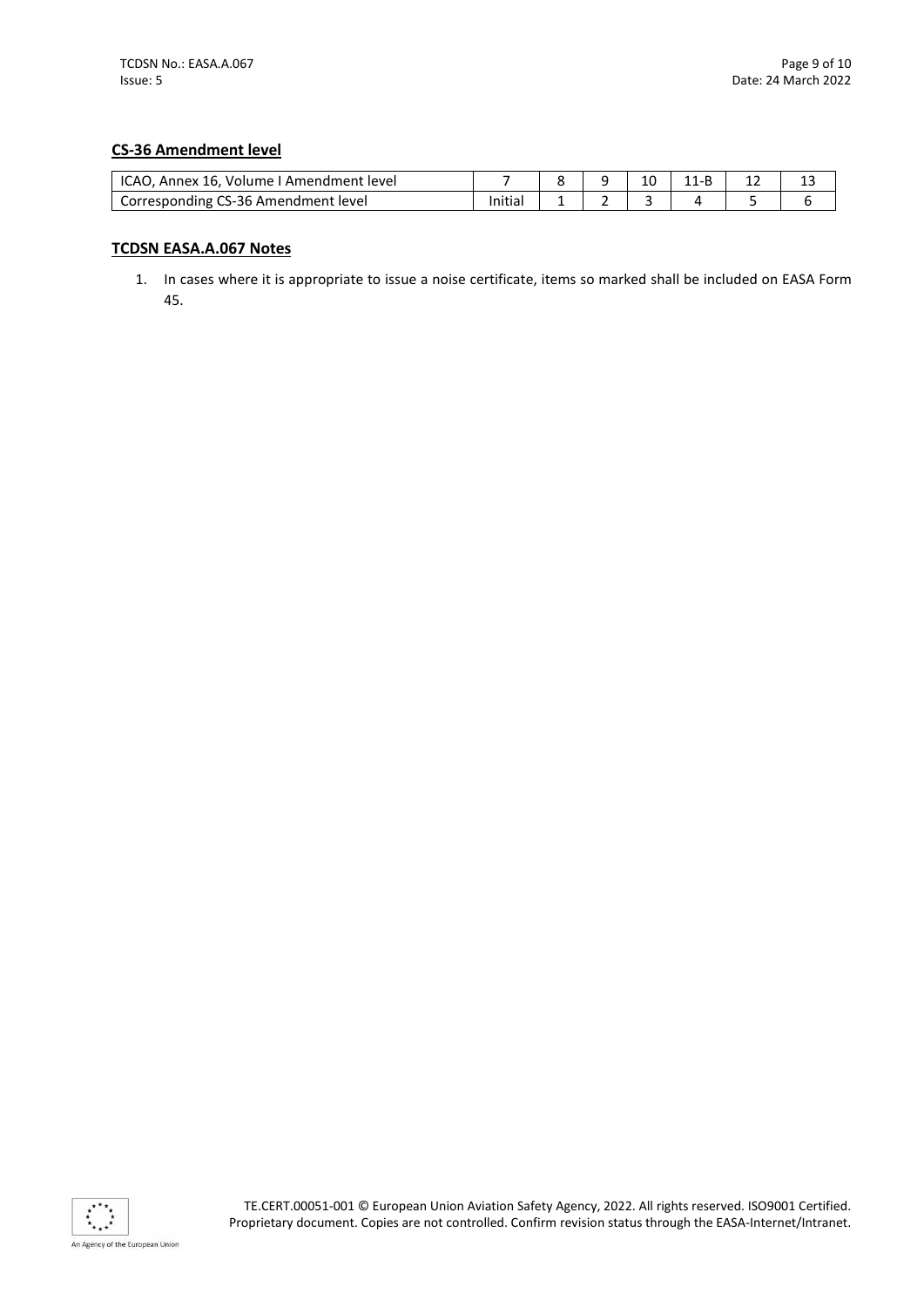## CS-36 Amendment level

| ICAO, Annex 16, Volume I Amendment level | 7 | 8 | 9 | 10 | 11-B | 12 | 13 |
|---|---|---|---|---|---|---|---|
| Corresponding CS-36 Amendment level | Initial | 1 | 2 | 3 | 4 | 5 | 6 |

## TCDSN EASA.A.067 Notes

1. In cases where it is appropriate to issue a noise certificate, items so marked shall be included on EASA Form 45.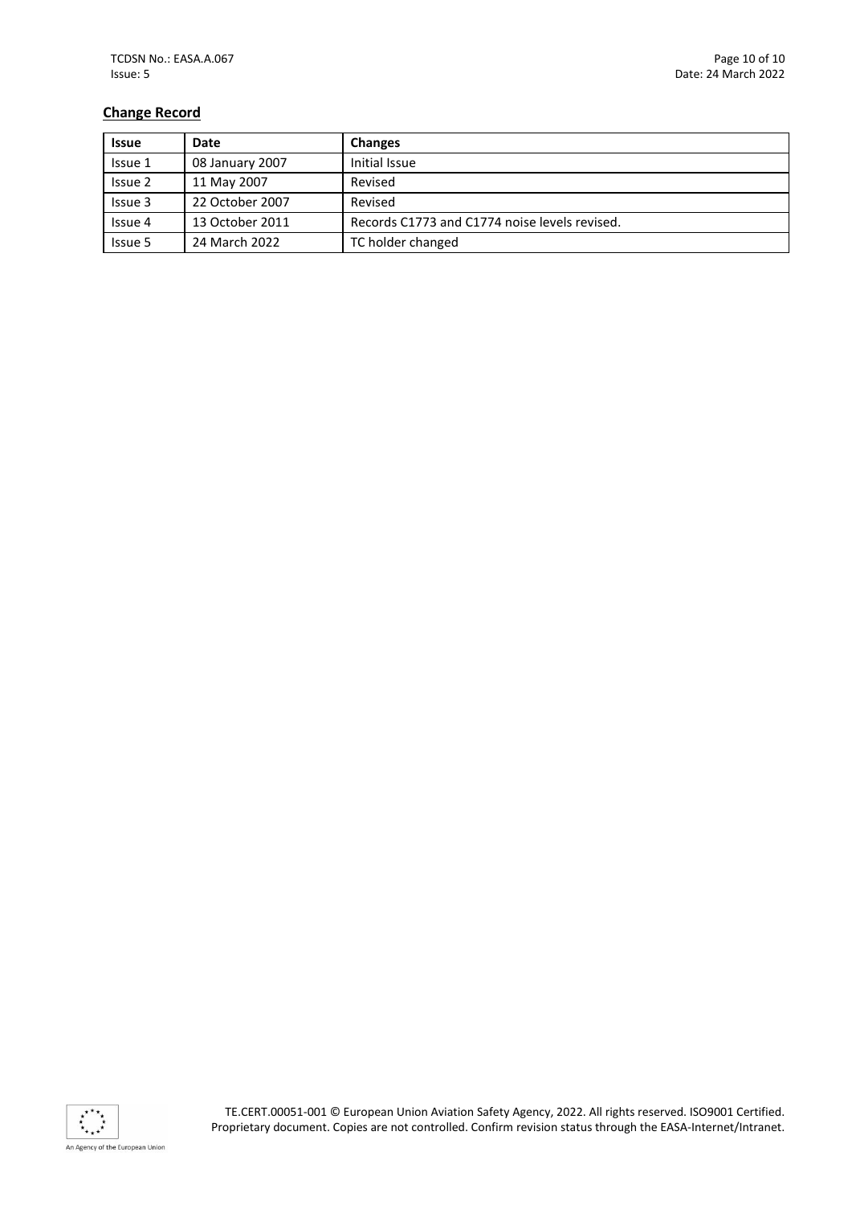## Change Record

| Issue | Date | Changes |
|---|---|---|
| Issue 1 | 08 January 2007 | Initial Issue |
| Issue 2 | 11 May 2007 | Revised |
| Issue 3 | 22 October 2007 | Revised |
| Issue 4 | 13 October 2011 | Records C1773 and C1774 noise levels revised. |
| Issue 5 | 24 March 2022 | TC holder changed |